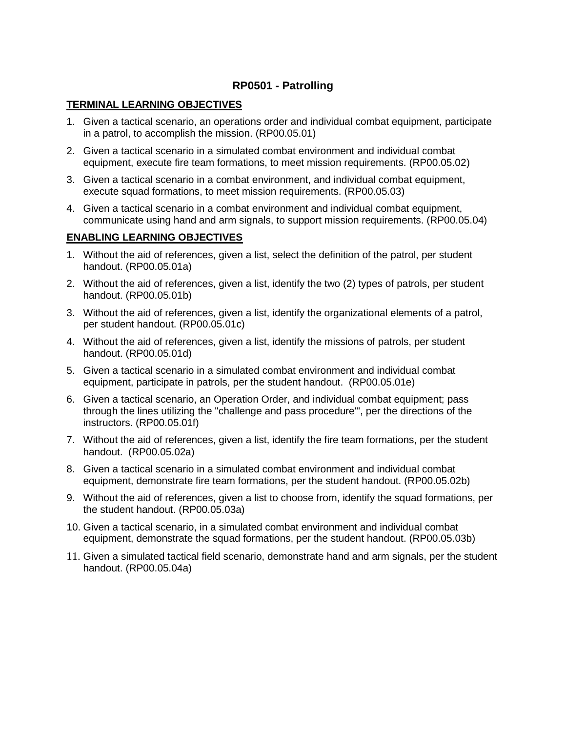# RP0501 - Patrolling

## TERMINAL LEARNING OBJECTIVES

1. Given a tactical scenario, an operations order and individual combat equipment, participate in a patrol, to accomplish the mission. (RP00.05.01)
2. Given a tactical scenario in a simulated combat environment and individual combat equipment, execute fire team formations, to meet mission requirements. (RP00.05.02)
3. Given a tactical scenario in a combat environment, and individual combat equipment, execute squad formations, to meet mission requirements. (RP00.05.03)
4. Given a tactical scenario in a combat environment and individual combat equipment, communicate using hand and arm signals, to support mission requirements. (RP00.05.04)

## ENABLING LEARNING OBJECTIVES

1. Without the aid of references, given a list, select the definition of the patrol, per student handout. (RP00.05.01a)
2. Without the aid of references, given a list, identify the two (2) types of patrols, per student handout. (RP00.05.01b)
3. Without the aid of references, given a list, identify the organizational elements of a patrol, per student handout. (RP00.05.01c)
4. Without the aid of references, given a list, identify the missions of patrols, per student handout. (RP00.05.01d)
5. Given a tactical scenario in a simulated combat environment and individual combat equipment, participate in patrols, per the student handout. (RP00.05.01e)
6. Given a tactical scenario, an Operation Order, and individual combat equipment; pass through the lines utilizing the "challenge and pass procedure'", per the directions of the instructors. (RP00.05.01f)
7. Without the aid of references, given a list, identify the fire team formations, per the student handout. (RP00.05.02a)
8. Given a tactical scenario in a simulated combat environment and individual combat equipment, demonstrate fire team formations, per the student handout. (RP00.05.02b)
9. Without the aid of references, given a list to choose from, identify the squad formations, per the student handout. (RP00.05.03a)
10. Given a tactical scenario, in a simulated combat environment and individual combat equipment, demonstrate the squad formations, per the student handout. (RP00.05.03b)
11. Given a simulated tactical field scenario, demonstrate hand and arm signals, per the student handout. (RP00.05.04a)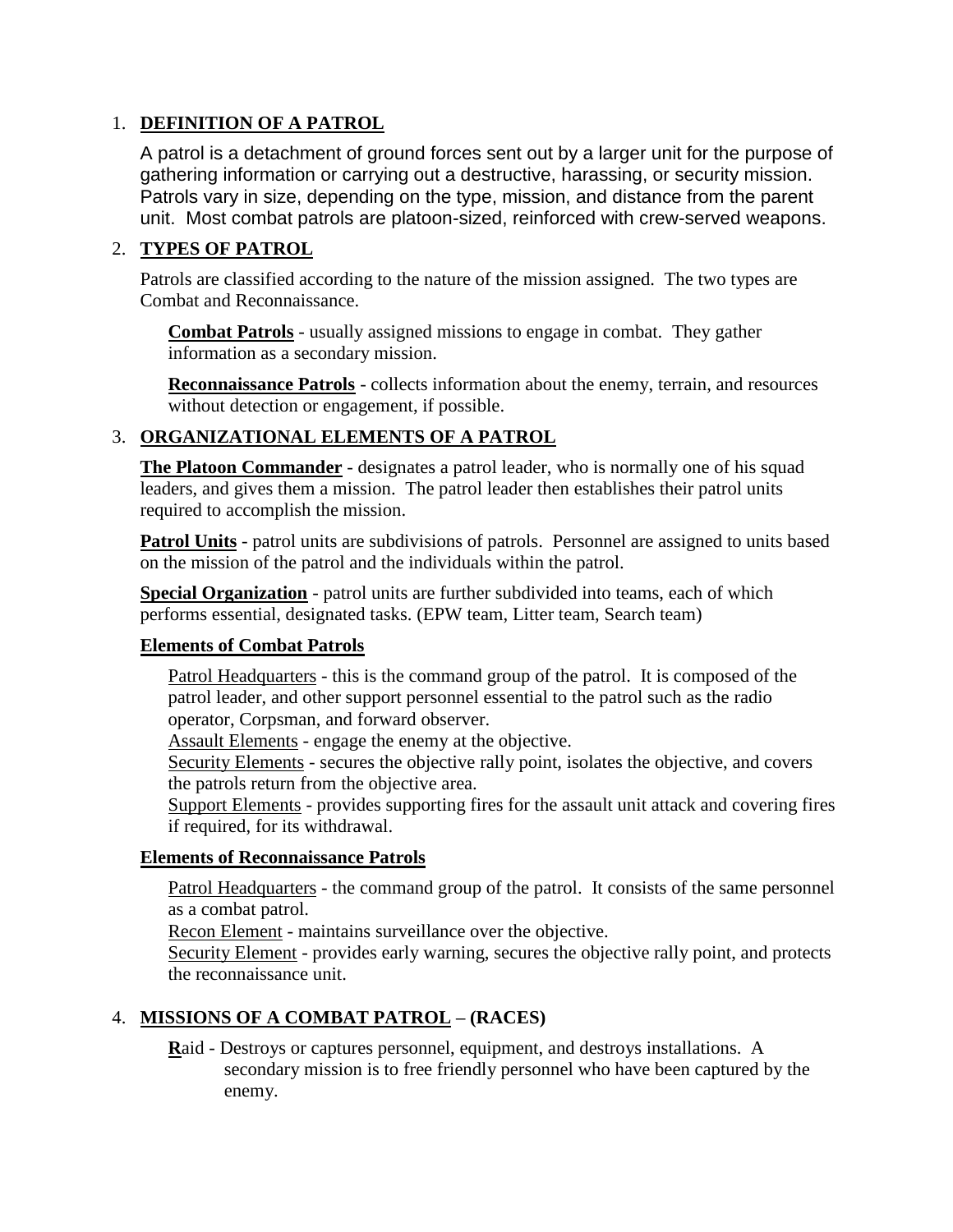1. **DEFINITION OF A PATROL**

   A patrol is a detachment of ground forces sent out by a larger unit for the purpose of gathering information or carrying out a destructive, harassing, or security mission. Patrols vary in size, depending on the type, mission, and distance from the parent unit. Most combat patrols are platoon-sized, reinforced with crew-served weapons.

2. **TYPES OF PATROL**

   Patrols are classified according to the nature of the mission assigned. The two types are Combat and Reconnaissance.

   **Combat Patrols** - usually assigned missions to engage in combat. They gather information as a secondary mission.

   **Reconnaissance Patrols** - collects information about the enemy, terrain, and resources without detection or engagement, if possible.

3. **ORGANIZATIONAL ELEMENTS OF A PATROL**

   **The Platoon Commander** - designates a patrol leader, who is normally one of his squad leaders, and gives them a mission. The patrol leader then establishes their patrol units required to accomplish the mission.

   **Patrol Units** - patrol units are subdivisions of patrols. Personnel are assigned to units based on the mission of the patrol and the individuals within the patrol.

   **Special Organization** - patrol units are further subdivided into teams, each of which performs essential, designated tasks. (EPW team, Litter team, Search team)

   **Elements of Combat Patrols**

   Patrol Headquarters - this is the command group of the patrol. It is composed of the patrol leader, and other support personnel essential to the patrol such as the radio operator, Corpsman, and forward observer.
   Assault Elements - engage the enemy at the objective.
   Security Elements - secures the objective rally point, isolates the objective, and covers the patrols return from the objective area.
   Support Elements - provides supporting fires for the assault unit attack and covering fires if required, for its withdrawal.

   **Elements of Reconnaissance Patrols**

   Patrol Headquarters - the command group of the patrol. It consists of the same personnel as a combat patrol.
   Recon Element - maintains surveillance over the objective.
   Security Element - provides early warning, secures the objective rally point, and protects the reconnaissance unit.

4. **MISSIONS OF A COMBAT PATROL – (RACES)**

   **R**aid - Destroys or captures personnel, equipment, and destroys installations. A secondary mission is to free friendly personnel who have been captured by the enemy.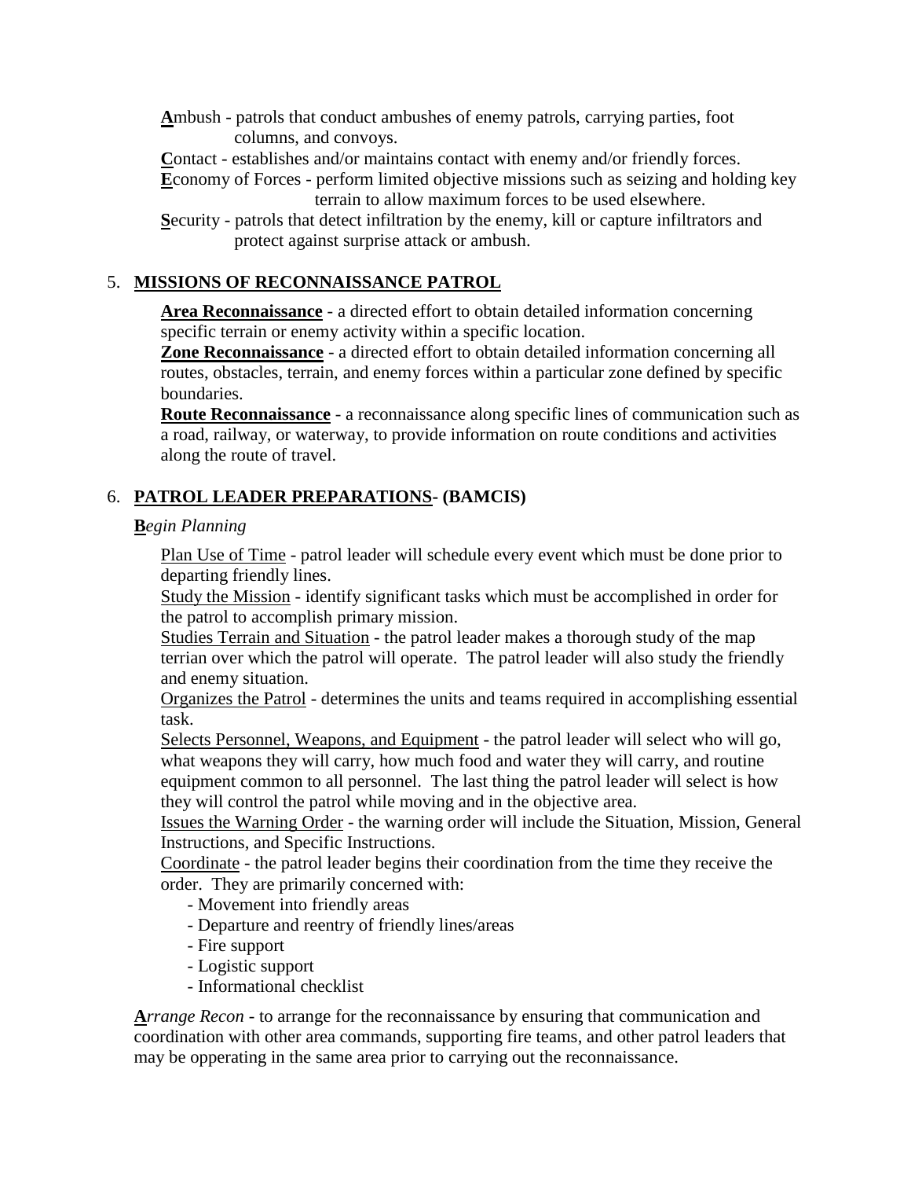**A**mbush - patrols that conduct ambushes of enemy patrols, carrying parties, foot columns, and convoys.

**C**ontact - establishes and/or maintains contact with enemy and/or friendly forces.

**E**conomy of Forces - perform limited objective missions such as seizing and holding key terrain to allow maximum forces to be used elsewhere.

**S**ecurity - patrols that detect infiltration by the enemy, kill or capture infiltrators and protect against surprise attack or ambush.

## 5. MISSIONS OF RECONNAISSANCE PATROL

**Area Reconnaissance** - a directed effort to obtain detailed information concerning specific terrain or enemy activity within a specific location.

**Zone Reconnaissance** - a directed effort to obtain detailed information concerning all routes, obstacles, terrain, and enemy forces within a particular zone defined by specific boundaries.

**Route Reconnaissance** - a reconnaissance along specific lines of communication such as a road, railway, or waterway, to provide information on route conditions and activities along the route of travel.

## 6. PATROL LEADER PREPARATIONS- (BAMCIS)

***B**egin Planning*

Plan Use of Time - patrol leader will schedule every event which must be done prior to departing friendly lines.

Study the Mission - identify significant tasks which must be accomplished in order for the patrol to accomplish primary mission.

Studies Terrain and Situation - the patrol leader makes a thorough study of the map terrian over which the patrol will operate. The patrol leader will also study the friendly and enemy situation.

Organizes the Patrol - determines the units and teams required in accomplishing essential task.

Selects Personnel, Weapons, and Equipment - the patrol leader will select who will go, what weapons they will carry, how much food and water they will carry, and routine equipment common to all personnel. The last thing the patrol leader will select is how they will control the patrol while moving and in the objective area.

Issues the Warning Order - the warning order will include the Situation, Mission, General Instructions, and Specific Instructions.

Coordinate - the patrol leader begins their coordination from the time they receive the order. They are primarily concerned with:

- Movement into friendly areas
- Departure and reentry of friendly lines/areas
- Fire support
- Logistic support
- Informational checklist

***A**rrange Recon* - to arrange for the reconnaissance by ensuring that communication and coordination with other area commands, supporting fire teams, and other patrol leaders that may be opperating in the same area prior to carrying out the reconnaissance.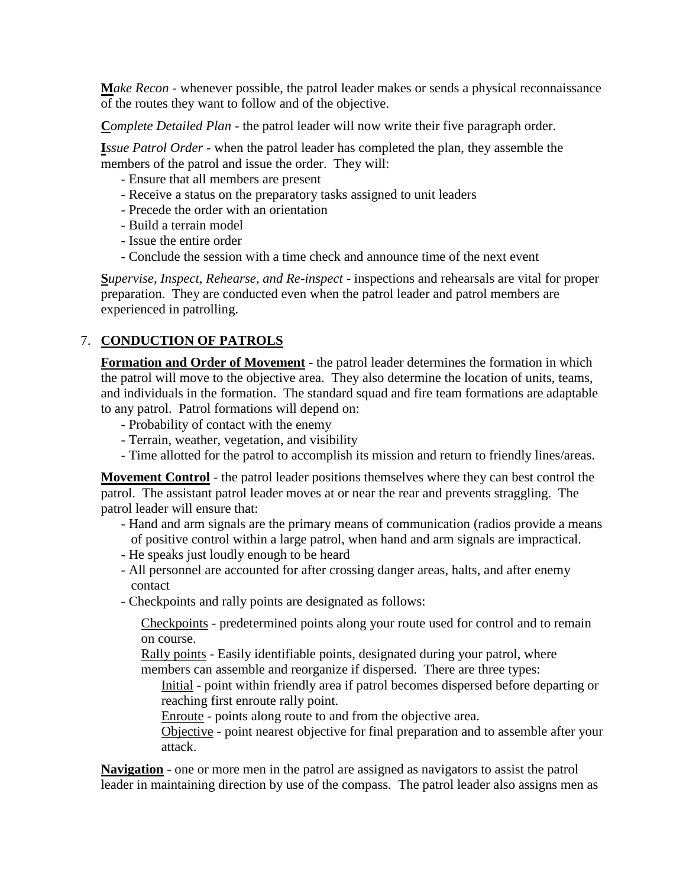**M***ake Recon* - whenever possible, the patrol leader makes or sends a physical reconnaissance of the routes they want to follow and of the objective.

**C***omplete Detailed Plan* - the patrol leader will now write their five paragraph order.

**I***ssue Patrol Order* - when the patrol leader has completed the plan, they assemble the members of the patrol and issue the order. They will:

- Ensure that all members are present
- Receive a status on the preparatory tasks assigned to unit leaders
- Precede the order with an orientation
- Build a terrain model
- Issue the entire order
- Conclude the session with a time check and announce time of the next event

**S***upervise, Inspect, Rehearse, and Re-inspect* - inspections and rehearsals are vital for proper preparation. They are conducted even when the patrol leader and patrol members are experienced in patrolling.

## 7. CONDUCTION OF PATROLS

**Formation and Order of Movement** - the patrol leader determines the formation in which the patrol will move to the objective area. They also determine the location of units, teams, and individuals in the formation. The standard squad and fire team formations are adaptable to any patrol. Patrol formations will depend on:

- Probability of contact with the enemy
- Terrain, weather, vegetation, and visibility
- Time allotted for the patrol to accomplish its mission and return to friendly lines/areas.

**Movement Control** - the patrol leader positions themselves where they can best control the patrol. The assistant patrol leader moves at or near the rear and prevents straggling. The patrol leader will ensure that:

- Hand and arm signals are the primary means of communication (radios provide a means of positive control within a large patrol, when hand and arm signals are impractical.
- He speaks just loudly enough to be heard
- All personnel are accounted for after crossing danger areas, halts, and after enemy contact
- Checkpoints and rally points are designated as follows:

  Checkpoints - predetermined points along your route used for control and to remain on course.

  Rally points - Easily identifiable points, designated during your patrol, where members can assemble and reorganize if dispersed. There are three types:

    Initial - point within friendly area if patrol becomes dispersed before departing or reaching first enroute rally point.

    Enroute - points along route to and from the objective area.

    Objective - point nearest objective for final preparation and to assemble after your attack.

**Navigation** - one or more men in the patrol are assigned as navigators to assist the patrol leader in maintaining direction by use of the compass. The patrol leader also assigns men as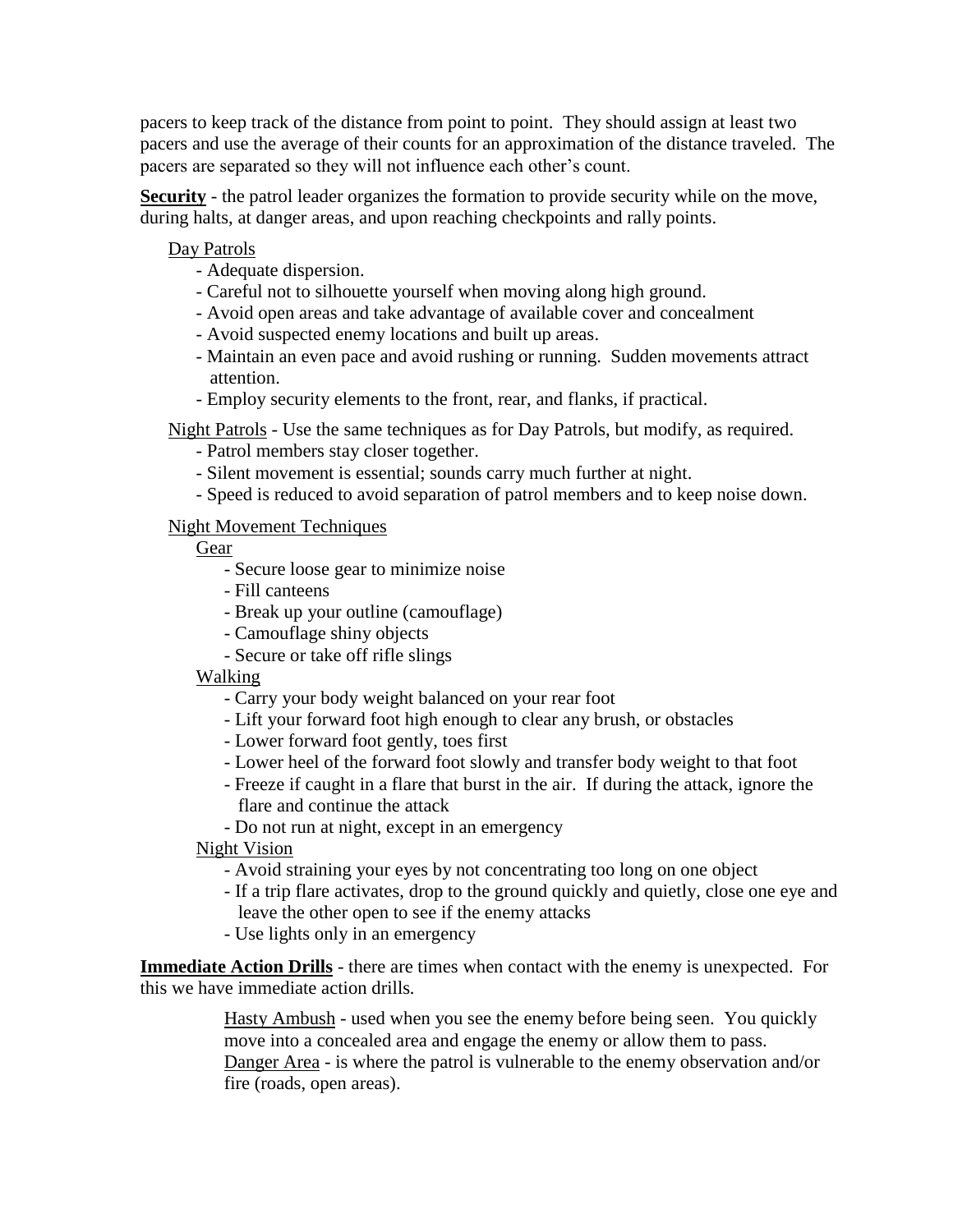pacers to keep track of the distance from point to point. They should assign at least two pacers and use the average of their counts for an approximation of the distance traveled. The pacers are separated so they will not influence each other's count.

**Security** - the patrol leader organizes the formation to provide security while on the move, during halts, at danger areas, and upon reaching checkpoints and rally points.

Day Patrols

- Adequate dispersion.
- Careful not to silhouette yourself when moving along high ground.
- Avoid open areas and take advantage of available cover and concealment
- Avoid suspected enemy locations and built up areas.
- Maintain an even pace and avoid rushing or running. Sudden movements attract attention.
- Employ security elements to the front, rear, and flanks, if practical.

Night Patrols - Use the same techniques as for Day Patrols, but modify, as required.

- Patrol members stay closer together.
- Silent movement is essential; sounds carry much further at night.
- Speed is reduced to avoid separation of patrol members and to keep noise down.

Night Movement Techniques

Gear

- Secure loose gear to minimize noise
- Fill canteens
- Break up your outline (camouflage)
- Camouflage shiny objects
- Secure or take off rifle slings

Walking

- Carry your body weight balanced on your rear foot
- Lift your forward foot high enough to clear any brush, or obstacles
- Lower forward foot gently, toes first
- Lower heel of the forward foot slowly and transfer body weight to that foot
- Freeze if caught in a flare that burst in the air. If during the attack, ignore the flare and continue the attack
- Do not run at night, except in an emergency

Night Vision

- Avoid straining your eyes by not concentrating too long on one object
- If a trip flare activates, drop to the ground quickly and quietly, close one eye and leave the other open to see if the enemy attacks
- Use lights only in an emergency

**Immediate Action Drills** - there are times when contact with the enemy is unexpected. For this we have immediate action drills.

Hasty Ambush - used when you see the enemy before being seen. You quickly move into a concealed area and engage the enemy or allow them to pass.

Danger Area - is where the patrol is vulnerable to the enemy observation and/or fire (roads, open areas).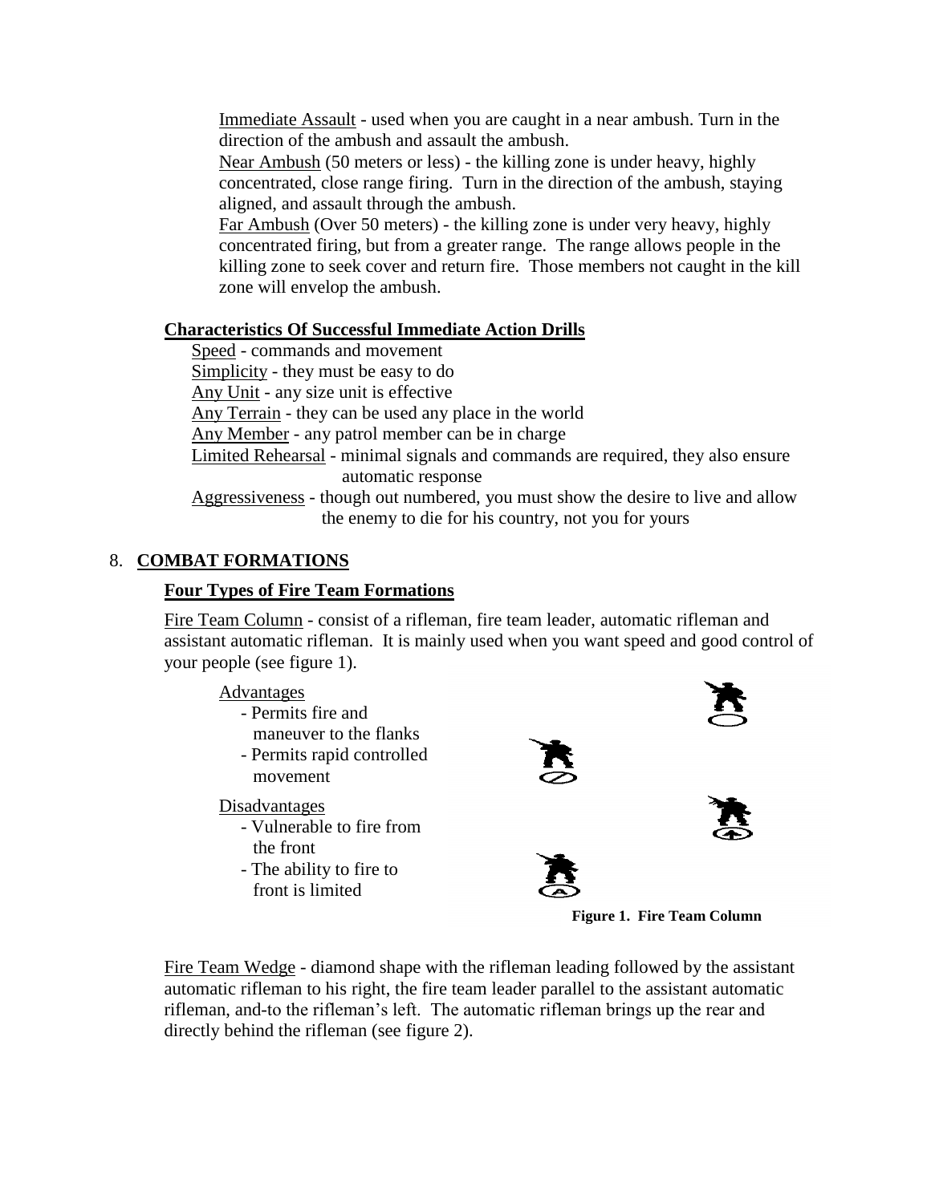Immediate Assault - used when you are caught in a near ambush. Turn in the direction of the ambush and assault the ambush.

Near Ambush (50 meters or less) - the killing zone is under heavy, highly concentrated, close range firing. Turn in the direction of the ambush, staying aligned, and assault through the ambush.

Far Ambush (Over 50 meters) - the killing zone is under very heavy, highly concentrated firing, but from a greater range. The range allows people in the killing zone to seek cover and return fire. Those members not caught in the kill zone will envelop the ambush.

**Characteristics Of Successful Immediate Action Drills**

Speed - commands and movement

Simplicity - they must be easy to do

Any Unit - any size unit is effective

Any Terrain - they can be used any place in the world

Any Member - any patrol member can be in charge

Limited Rehearsal - minimal signals and commands are required, they also ensure automatic response

Aggressiveness - though out numbered, you must show the desire to live and allow the enemy to die for his country, not you for yours

## 8. COMBAT FORMATIONS

**Four Types of Fire Team Formations**

Fire Team Column - consist of a rifleman, fire team leader, automatic rifleman and assistant automatic rifleman. It is mainly used when you want speed and good control of your people (see figure 1).

Advantages
- Permits fire and maneuver to the flanks
- Permits rapid controlled movement

Disadvantages
- Vulnerable to fire from the front
- The ability to fire to front is limited

**Figure 1. Fire Team Column**

Fire Team Wedge - diamond shape with the rifleman leading followed by the assistant automatic rifleman to his right, the fire team leader parallel to the assistant automatic rifleman, and-to the rifleman's left. The automatic rifleman brings up the rear and directly behind the rifleman (see figure 2).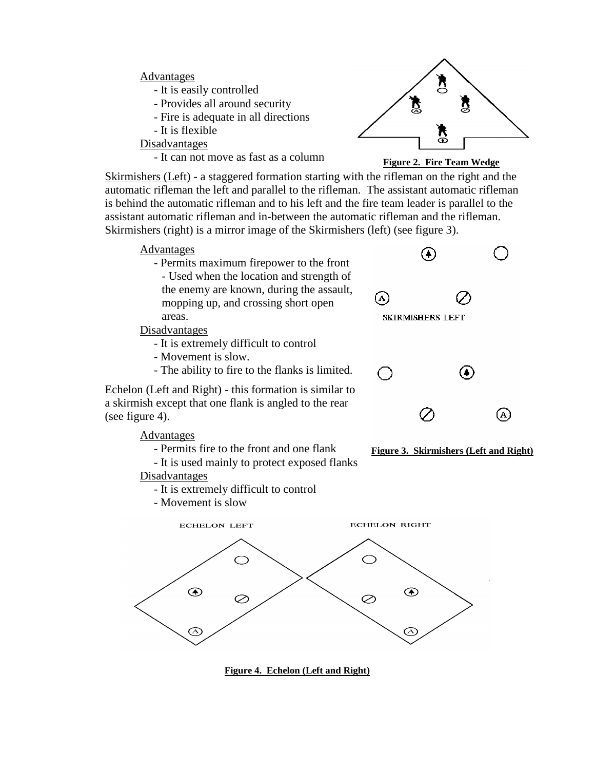Advantages

- It is easily controlled
- Provides all around security
- Fire is adequate in all directions
- It is flexible

Disadvantages

- It can not move as fast as a column

**Figure 2. Fire Team Wedge**

Skirmishers (Left) - a staggered formation starting with the rifleman on the right and the automatic rifleman the left and parallel to the rifleman. The assistant automatic rifleman is behind the automatic rifleman and to his left and the fire team leader is parallel to the assistant automatic rifleman and in-between the automatic rifleman and the rifleman. Skirmishers (right) is a mirror image of the Skirmishers (left) (see figure 3).

Advantages

- Permits maximum firepower to the front
  - Used when the location and strength of the enemy are known, during the assault, mopping up, and crossing short open areas.

Disadvantages

- It is extremely difficult to control
- Movement is slow.
- The ability to fire to the flanks is limited.

SKIRMISHERS LEFT

**Figure 3. Skirmishers (Left and Right)**

Echelon (Left and Right) - this formation is similar to a skirmish except that one flank is angled to the rear (see figure 4).

Advantages

- Permits fire to the front and one flank
- It is used mainly to protect exposed flanks

Disadvantages

- It is extremely difficult to control
- Movement is slow

ECHELON LEFT

ECHELON RIGHT

**Figure 4. Echelon (Left and Right)**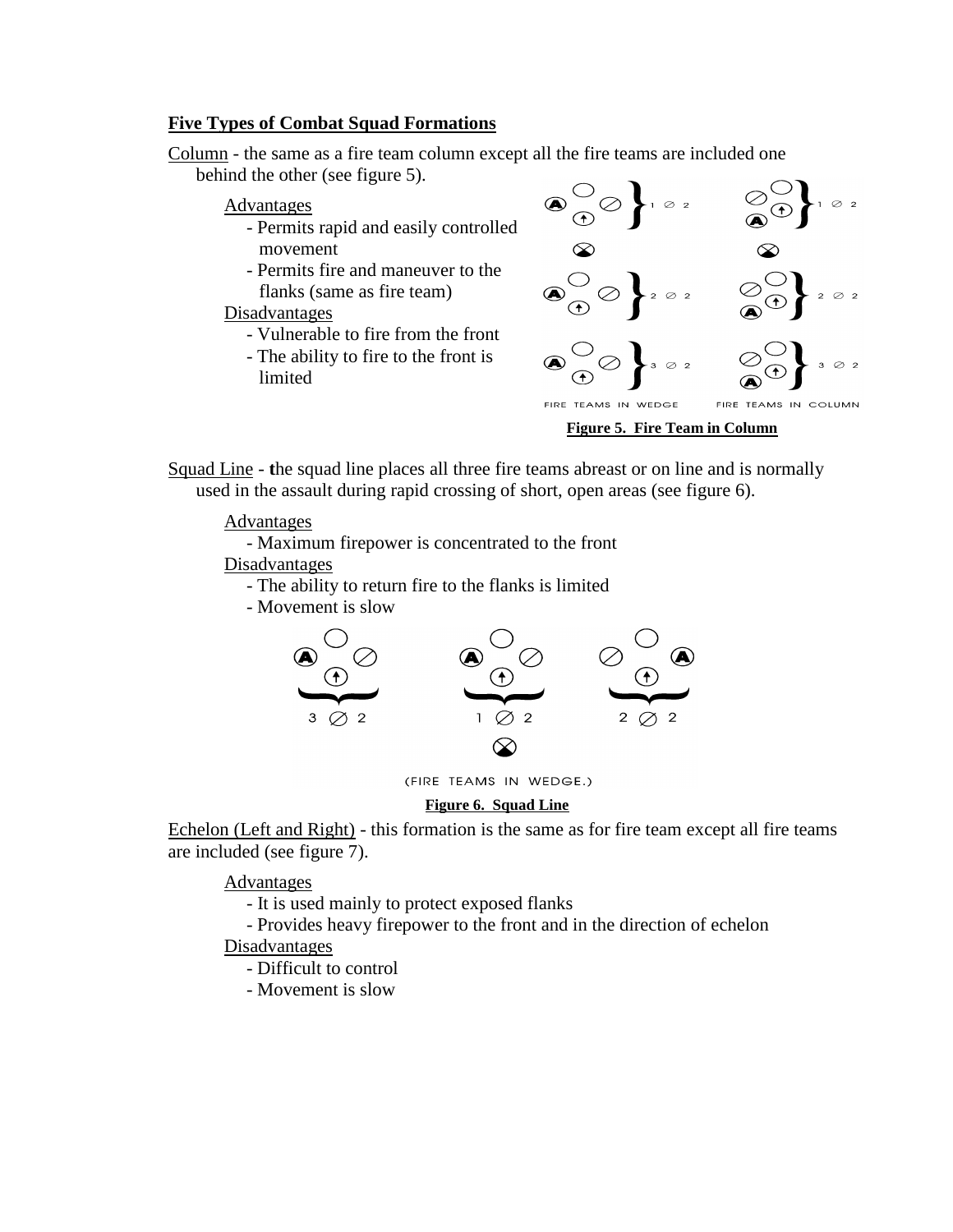**Five Types of Combat Squad Formations**

Column - the same as a fire team column except all the fire teams are included one behind the other (see figure 5).

Advantages
- Permits rapid and easily controlled movement
- Permits fire and maneuver to the flanks (same as fire team)

Disadvantages
- Vulnerable to fire from the front
- The ability to fire to the front is limited

FIRE TEAMS IN WEDGE

FIRE TEAMS IN COLUMN

**Figure 5. Fire Team in Column**

Squad Line - the squad line places all three fire teams abreast or on line and is normally used in the assault during rapid crossing of short, open areas (see figure 6).

Advantages
- Maximum firepower is concentrated to the front

Disadvantages
- The ability to return fire to the flanks is limited
- Movement is slow

(FIRE TEAMS IN WEDGE.)

**Figure 6. Squad Line**

Echelon (Left and Right) - this formation is the same as for fire team except all fire teams are included (see figure 7).

Advantages
- It is used mainly to protect exposed flanks
- Provides heavy firepower to the front and in the direction of echelon

Disadvantages
- Difficult to control
- Movement is slow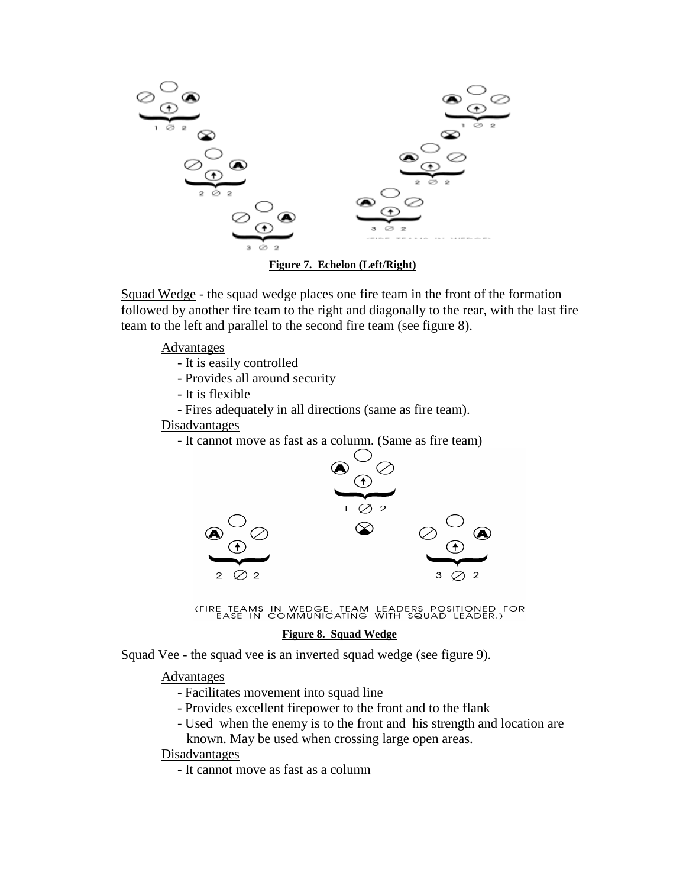1 ∅ 2

2 ∅ 2

3 ∅ 2

1 ∅ 2

2 ∅ 2

3 ∅ 2

**Figure 7. Echelon (Left/Right)**

Squad Wedge - the squad wedge places one fire team in the front of the formation followed by another fire team to the right and diagonally to the rear, with the last fire team to the left and parallel to the second fire team (see figure 8).

Advantages

- It is easily controlled
- Provides all around security
- It is flexible
- Fires adequately in all directions (same as fire team).

Disadvantages

- It cannot move as fast as a column. (Same as fire team)

1 ∅ 2

2 ∅ 2

3 ∅ 2

(FIRE TEAMS IN WEDGE. TEAM LEADERS POSITIONED FOR EASE IN COMMUNICATING WITH SQUAD LEADER.)

**Figure 8. Squad Wedge**

Squad Vee - the squad vee is an inverted squad wedge (see figure 9).

Advantages

- Facilitates movement into squad line
- Provides excellent firepower to the front and to the flank
- Used when the enemy is to the front and his strength and location are known. May be used when crossing large open areas.

Disadvantages

- It cannot move as fast as a column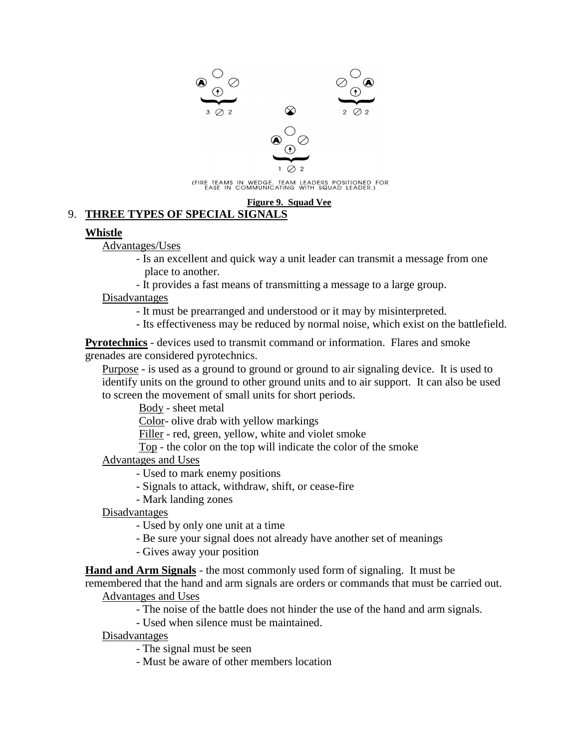3 ⊘ 2

2 ⊘ 2

1 ⊘ 2

(FIRE TEAMS IN WEDGE. TEAM LEADERS POSITIONED FOR EASE IN COMMUNICATING WITH SQUAD LEADER.)

**Figure 9. Squad Vee**

## 9. THREE TYPES OF SPECIAL SIGNALS

**Whistle**

Advantages/Uses

- Is an excellent and quick way a unit leader can transmit a message from one place to another.
- It provides a fast means of transmitting a message to a large group.

Disadvantages

- It must be prearranged and understood or it may by misinterpreted.
- Its effectiveness may be reduced by normal noise, which exist on the battlefield.

**Pyrotechnics** - devices used to transmit command or information. Flares and smoke grenades are considered pyrotechnics.

Purpose - is used as a ground to ground or ground to air signaling device. It is used to identify units on the ground to other ground units and to air support. It can also be used to screen the movement of small units for short periods.

Body - sheet metal

Color- olive drab with yellow markings

Filler - red, green, yellow, white and violet smoke

Top - the color on the top will indicate the color of the smoke

Advantages and Uses

- Used to mark enemy positions
- Signals to attack, withdraw, shift, or cease-fire
- Mark landing zones

Disadvantages

- Used by only one unit at a time
- Be sure your signal does not already have another set of meanings
- Gives away your position

**Hand and Arm Signals** - the most commonly used form of signaling. It must be remembered that the hand and arm signals are orders or commands that must be carried out.

Advantages and Uses

- The noise of the battle does not hinder the use of the hand and arm signals.
- Used when silence must be maintained.

Disadvantages

- The signal must be seen
- Must be aware of other members location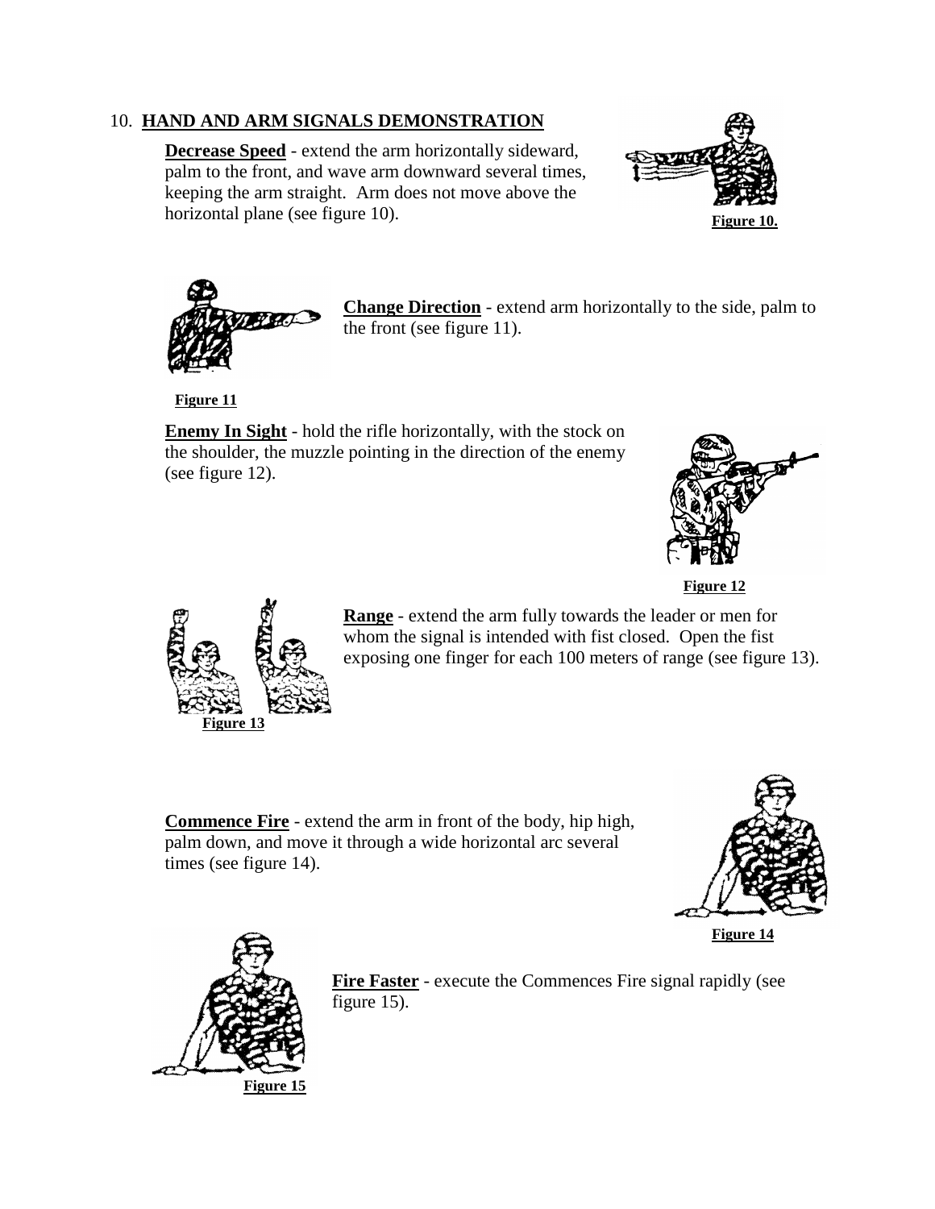## 10. HAND AND ARM SIGNALS DEMONSTRATION

**Decrease Speed** - extend the arm horizontally sideward, palm to the front, and wave arm downward several times, keeping the arm straight. Arm does not move above the horizontal plane (see figure 10).

**Figure 10.**

**Change Direction** - extend arm horizontally to the side, palm to the front (see figure 11).

**Figure 11**

**Enemy In Sight** - hold the rifle horizontally, with the stock on the shoulder, the muzzle pointing in the direction of the enemy (see figure 12).

**Figure 12**

**Range** - extend the arm fully towards the leader or men for whom the signal is intended with fist closed. Open the fist exposing one finger for each 100 meters of range (see figure 13).

**Figure 13**

**Commence Fire** - extend the arm in front of the body, hip high, palm down, and move it through a wide horizontal arc several times (see figure 14).

**Figure 14**

**Fire Faster** - execute the Commences Fire signal rapidly (see figure 15).

**Figure 15**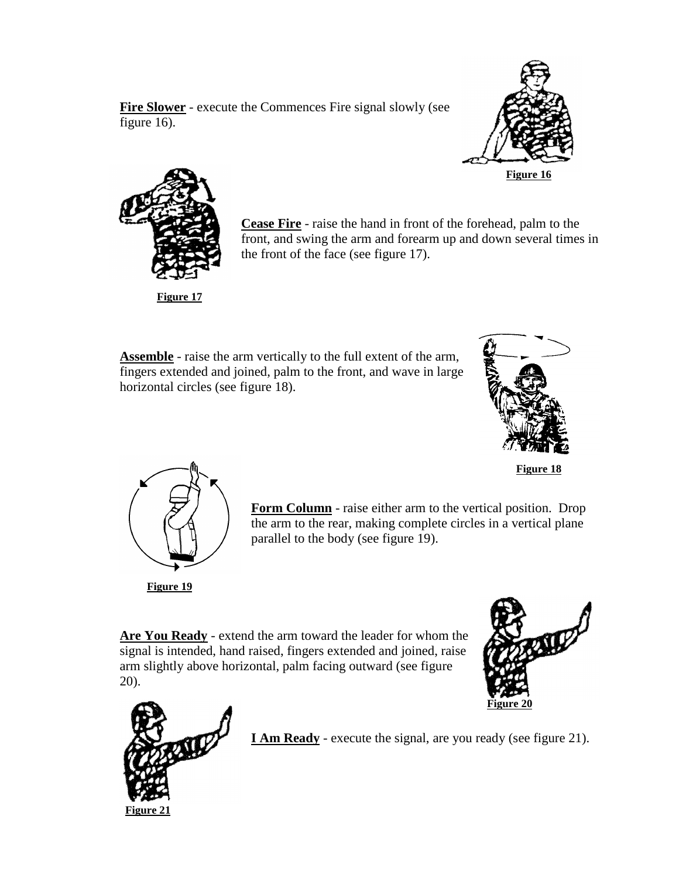**Fire Slower** - execute the Commences Fire signal slowly (see figure 16).

**Figure 16**

**Cease Fire** - raise the hand in front of the forehead, palm to the front, and swing the arm and forearm up and down several times in the front of the face (see figure 17).

**Figure 17**

**Assemble** - raise the arm vertically to the full extent of the arm, fingers extended and joined, palm to the front, and wave in large horizontal circles (see figure 18).

**Figure 18**

**Form Column** - raise either arm to the vertical position. Drop the arm to the rear, making complete circles in a vertical plane parallel to the body (see figure 19).

**Figure 19**

**Are You Ready** - extend the arm toward the leader for whom the signal is intended, hand raised, fingers extended and joined, raise arm slightly above horizontal, palm facing outward (see figure 20).

**Figure 20**

**I Am Ready** - execute the signal, are you ready (see figure 21).

**Figure 21**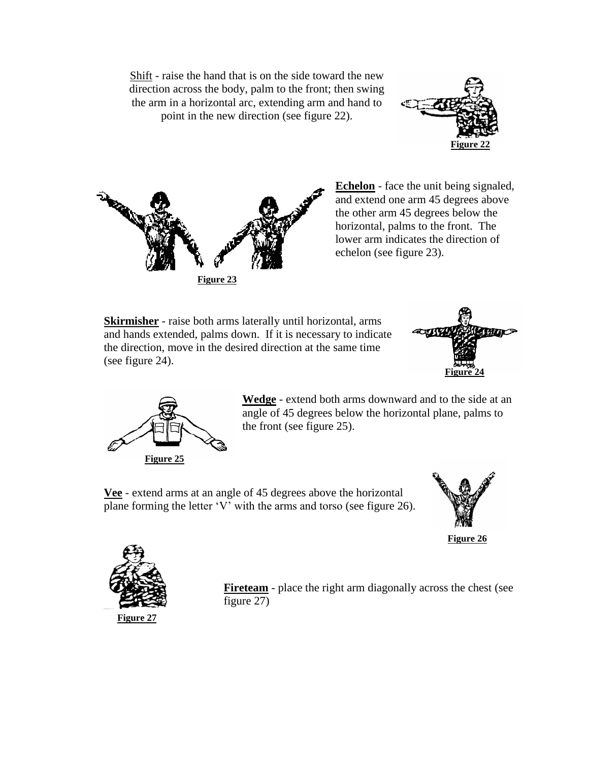Shift - raise the hand that is on the side toward the new direction across the body, palm to the front; then swing the arm in a horizontal arc, extending arm and hand to point in the new direction (see figure 22).

**Figure 22**

**Echelon** - face the unit being signaled, and extend one arm 45 degrees above the other arm 45 degrees below the horizontal, palms to the front. The lower arm indicates the direction of echelon (see figure 23).

**Figure 23**

**Skirmisher** - raise both arms laterally until horizontal, arms and hands extended, palms down. If it is necessary to indicate the direction, move in the desired direction at the same time (see figure 24).

**Figure 24**

**Wedge** - extend both arms downward and to the side at an angle of 45 degrees below the horizontal plane, palms to the front (see figure 25).

**Figure 25**

**Vee** - extend arms at an angle of 45 degrees above the horizontal plane forming the letter 'V' with the arms and torso (see figure 26).

**Figure 26**

**Fireteam** - place the right arm diagonally across the chest (see figure 27)

**Figure 27**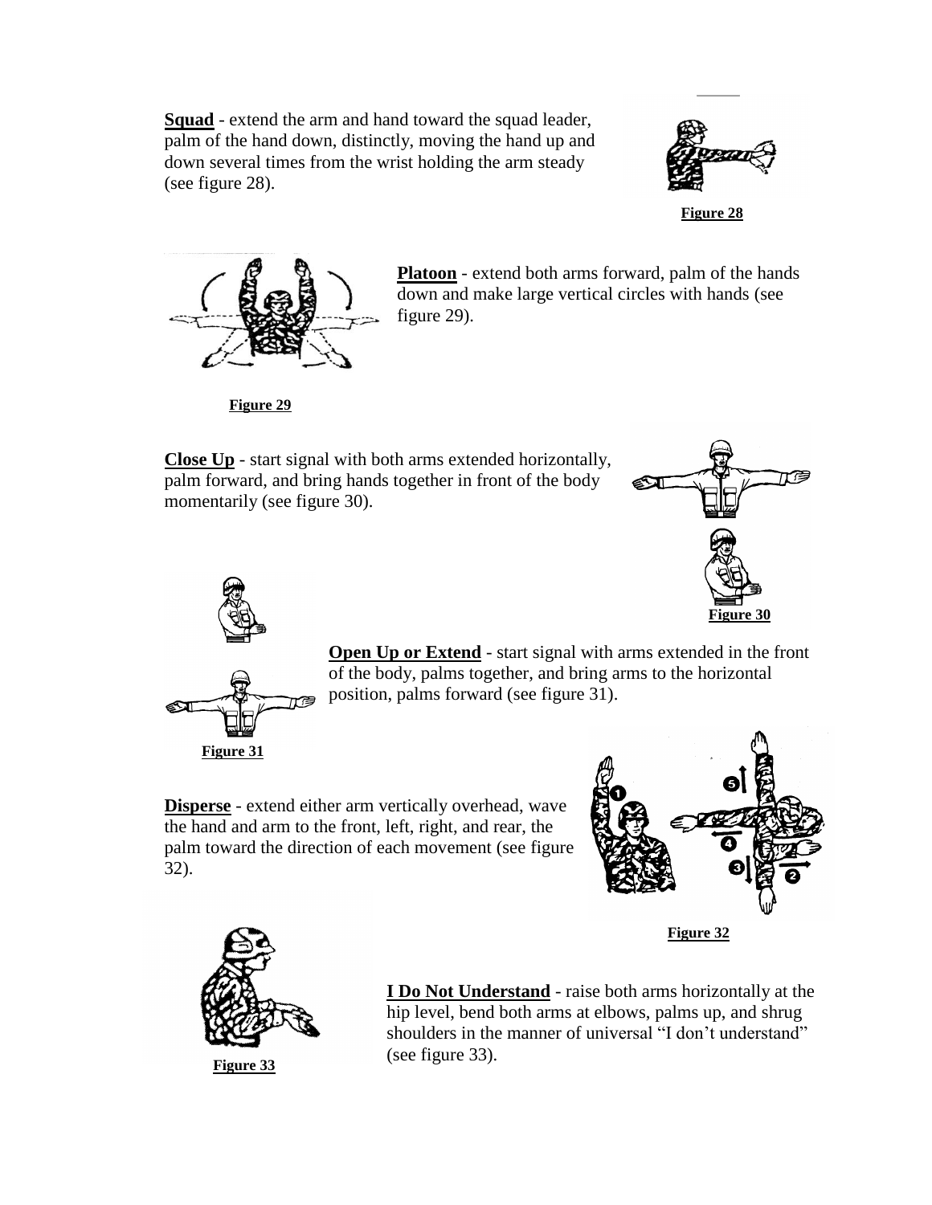**Squad** - extend the arm and hand toward the squad leader, palm of the hand down, distinctly, moving the hand up and down several times from the wrist holding the arm steady (see figure 28).

**Figure 28**

**Platoon** - extend both arms forward, palm of the hands down and make large vertical circles with hands (see figure 29).

**Figure 29**

**Close Up** - start signal with both arms extended horizontally, palm forward, and bring hands together in front of the body momentarily (see figure 30).

**Figure 30**

**Open Up or Extend** - start signal with arms extended in the front of the body, palms together, and bring arms to the horizontal position, palms forward (see figure 31).

**Figure 31**

**Disperse** - extend either arm vertically overhead, wave the hand and arm to the front, left, right, and rear, the palm toward the direction of each movement (see figure 32).

**Figure 32**

**I Do Not Understand** - raise both arms horizontally at the hip level, bend both arms at elbows, palms up, and shrug shoulders in the manner of universal "I don't understand" (see figure 33).

**Figure 33**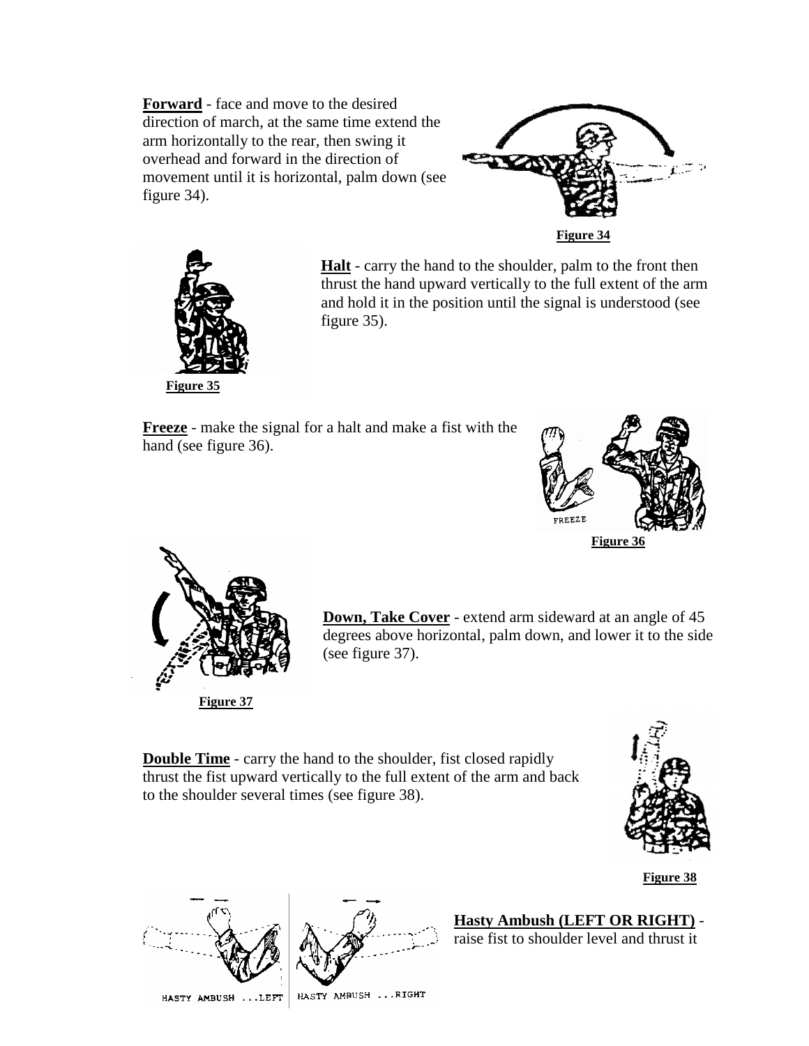**Forward** - face and move to the desired direction of march, at the same time extend the arm horizontally to the rear, then swing it overhead and forward in the direction of movement until it is horizontal, palm down (see figure 34).

**Figure 34**

**Halt** - carry the hand to the shoulder, palm to the front then thrust the hand upward vertically to the full extent of the arm and hold it in the position until the signal is understood (see figure 35).

**Figure 35**

**Freeze** - make the signal for a halt and make a fist with the hand (see figure 36).

FREEZE

**Figure 36**

**Down, Take Cover** - extend arm sideward at an angle of 45 degrees above horizontal, palm down, and lower it to the side (see figure 37).

**Figure 37**

**Double Time** - carry the hand to the shoulder, fist closed rapidly thrust the fist upward vertically to the full extent of the arm and back to the shoulder several times (see figure 38).

**Figure 38**

HASTY AMBUSH ...LEFT

HASTY AMBUSH ...RIGHT

**Hasty Ambush (LEFT OR RIGHT)** - raise fist to shoulder level and thrust it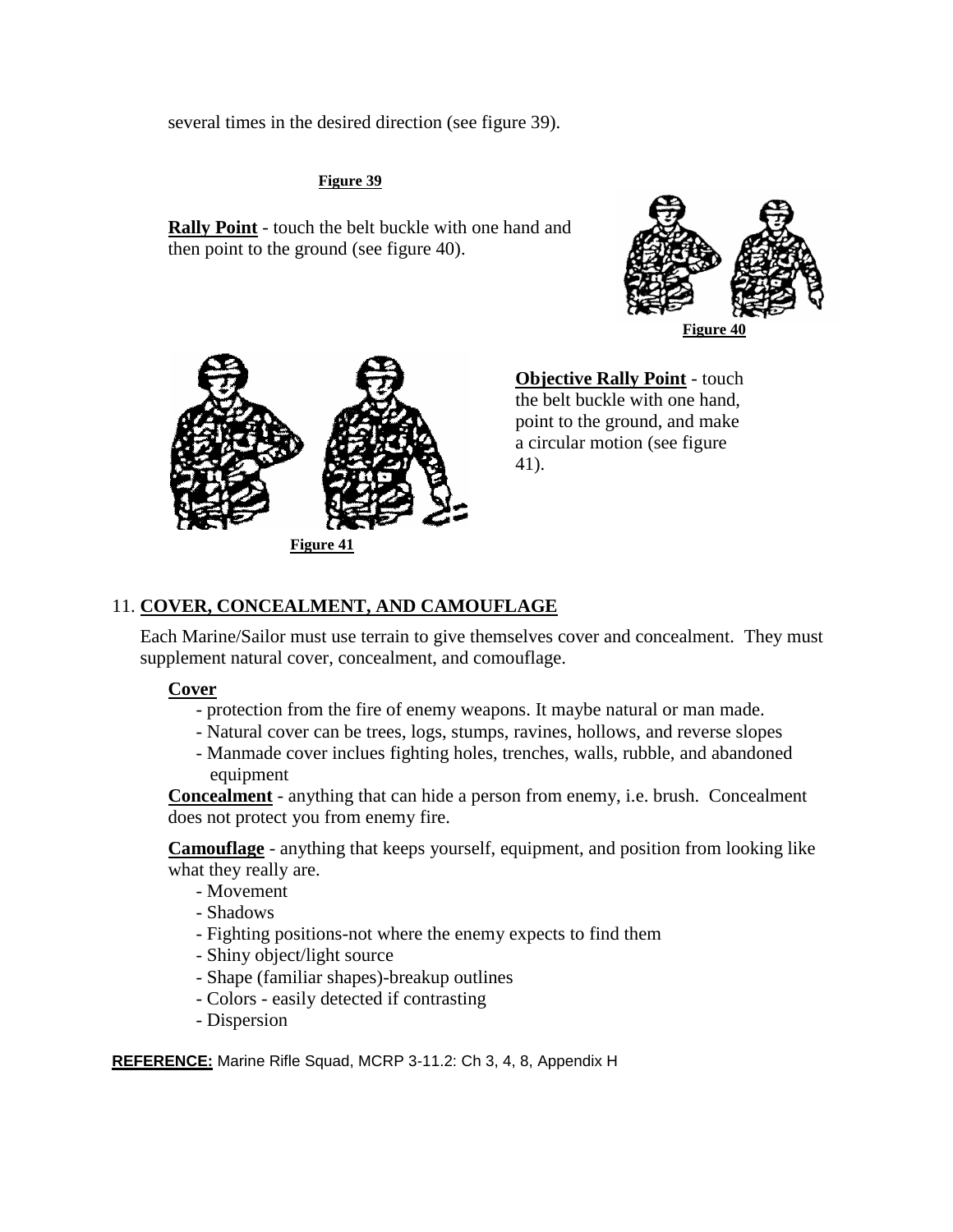several times in the desired direction (see figure 39).

**Figure 39**

**Rally Point** - touch the belt buckle with one hand and then point to the ground (see figure 40).

**Figure 40**

**Objective Rally Point** - touch the belt buckle with one hand, point to the ground, and make a circular motion (see figure 41).

**Figure 41**

## 11. COVER, CONCEALMENT, AND CAMOUFLAGE

Each Marine/Sailor must use terrain to give themselves cover and concealment. They must supplement natural cover, concealment, and comouflage.

**Cover**

- protection from the fire of enemy weapons. It maybe natural or man made.
- Natural cover can be trees, logs, stumps, ravines, hollows, and reverse slopes
- Manmade cover inclues fighting holes, trenches, walls, rubble, and abandoned equipment

**Concealment** - anything that can hide a person from enemy, i.e. brush. Concealment does not protect you from enemy fire.

**Camouflage** - anything that keeps yourself, equipment, and position from looking like what they really are.

- Movement
- Shadows
- Fighting positions-not where the enemy expects to find them
- Shiny object/light source
- Shape (familiar shapes)-breakup outlines
- Colors - easily detected if contrasting
- Dispersion

**REFERENCE:** Marine Rifle Squad, MCRP 3-11.2: Ch 3, 4, 8, Appendix H